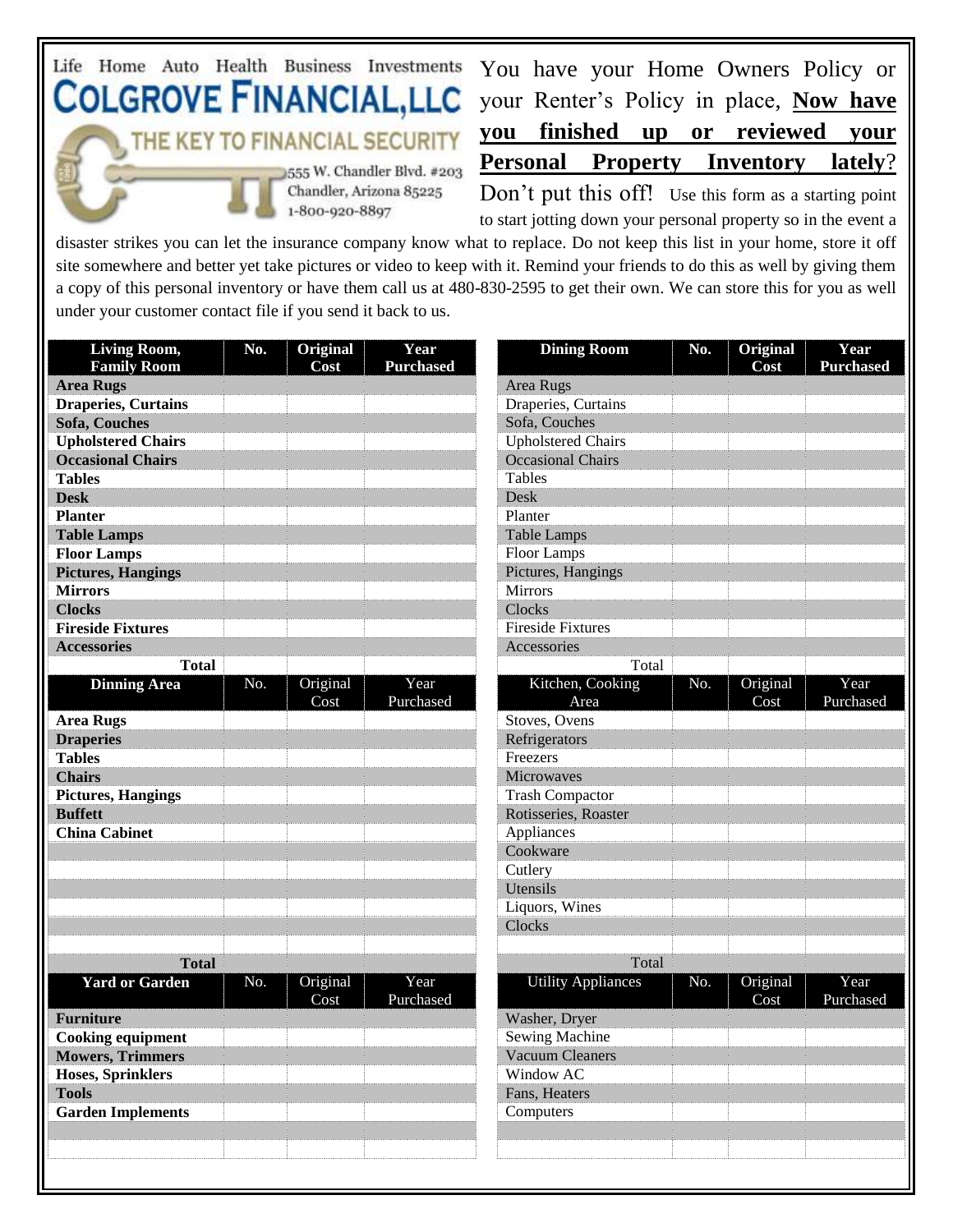Life Home Auto Health Business Investments

**COLGROVE FINANCIAL, LLC**

THE KEY TO FINANCIAL SECURITY

555 W. Chandler Blvd. #203
Chandler, Arizona 85225
1-800-920-8897

You have your Home Owners Policy or your Renter's Policy in place, **Now have you finished up or reviewed your Personal Property Inventory lately**?

Don't put this off! Use this form as a starting point to start jotting down your personal property so in the event a disaster strikes you can let the insurance company know what to replace. Do not keep this list in your home, store it off site somewhere and better yet take pictures or video to keep with it. Remind your friends to do this as well by giving them a copy of this personal inventory or have them call us at 480-830-2595 to get their own. We can store this for you as well under your customer contact file if you send it back to us.

| Living Room, Family Room | No. | Original Cost | Year Purchased |
|---|---|---|---|
| Area Rugs | | | |
| Draperies, Curtains | | | |
| Sofa, Couches | | | |
| Upholstered Chairs | | | |
| Occasional Chairs | | | |
| Tables | | | |
| Desk | | | |
| Planter | | | |
| Table Lamps | | | |
| Floor Lamps | | | |
| Pictures, Hangings | | | |
| Mirrors | | | |
| Clocks | | | |
| Fireside Fixtures | | | |
| Accessories | | | |
| Total | | | |

| Dining Room | No. | Original Cost | Year Purchased |
|---|---|---|---|
| Area Rugs | | | |
| Draperies, Curtains | | | |
| Sofa, Couches | | | |
| Upholstered Chairs | | | |
| Occasional Chairs | | | |
| Tables | | | |
| Desk | | | |
| Planter | | | |
| Table Lamps | | | |
| Floor Lamps | | | |
| Pictures, Hangings | | | |
| Mirrors | | | |
| Clocks | | | |
| Fireside Fixtures | | | |
| Accessories | | | |
| Total | | | |

| Dinning Area | No. | Original Cost | Year Purchased |
|---|---|---|---|
| Area Rugs | | | |
| Draperies | | | |
| Tables | | | |
| Chairs | | | |
| Pictures, Hangings | | | |
| Buffett | | | |
| China Cabinet | | | |
| | | | |
| | | | |
| | | | |
| | | | |
| | | | |
| | | | |
| Total | | | |

| Kitchen, Cooking Area | No. | Original Cost | Year Purchased |
|---|---|---|---|
| Stoves, Ovens | | | |
| Refrigerators | | | |
| Freezers | | | |
| Microwaves | | | |
| Trash Compactor | | | |
| Rotisseries, Roaster | | | |
| Appliances | | | |
| Cookware | | | |
| Cutlery | | | |
| Utensils | | | |
| Liquors, Wines | | | |
| Clocks | | | |
| | | | |
| Total | | | |

| Yard or Garden | No. | Original Cost | Year Purchased |
|---|---|---|---|
| Furniture | | | |
| Cooking equipment | | | |
| Mowers, Trimmers | | | |
| Hoses, Sprinklers | | | |
| Tools | | | |
| Garden Implements | | | |
| | | | |
| | | | |

| Utility Appliances | No. | Original Cost | Year Purchased |
|---|---|---|---|
| Washer, Dryer | | | |
| Sewing Machine | | | |
| Vacuum Cleaners | | | |
| Window AC | | | |
| Fans, Heaters | | | |
| Computers | | | |
| | | | |
| | | | |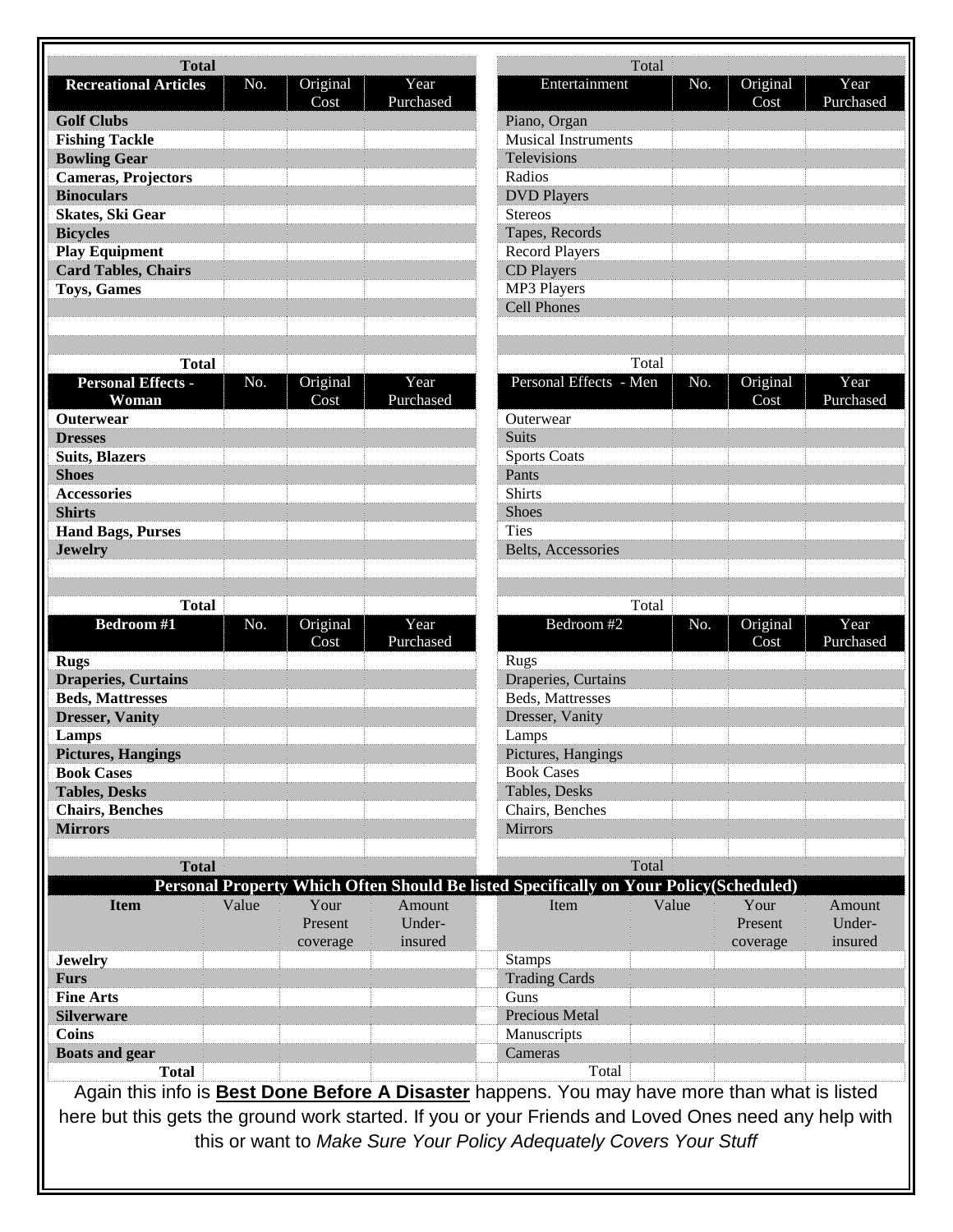| Total | | | |
|---|---|---|---|
| **Recreational Articles** | No. | Original Cost | Year Purchased |
| **Golf Clubs** | | | |
| **Fishing Tackle** | | | |
| **Bowling Gear** | | | |
| **Cameras, Projectors** | | | |
| **Binoculars** | | | |
| **Skates, Ski Gear** | | | |
| **Bicycles** | | | |
| **Play Equipment** | | | |
| **Card Tables, Chairs** | | | |
| **Toys, Games** | | | |
| | | | |
| | | | |
| | | | |
| **Total** | | | |

| Total | | | |
|---|---|---|---|
| Entertainment | No. | Original Cost | Year Purchased |
| Piano, Organ | | | |
| Musical Instruments | | | |
| Televisions | | | |
| Radios | | | |
| DVD Players | | | |
| Stereos | | | |
| Tapes, Records | | | |
| Record Players | | | |
| CD Players | | | |
| MP3 Players | | | |
| Cell Phones | | | |
| | | | |
| | | | |
| Total | | | |

| **Personal Effects - Woman** | No. | Original Cost | Year Purchased |
|---|---|---|---|
| **Outerwear** | | | |
| **Dresses** | | | |
| **Suits, Blazers** | | | |
| **Shoes** | | | |
| **Accessories** | | | |
| **Shirts** | | | |
| **Hand Bags, Purses** | | | |
| **Jewelry** | | | |
| | | | |
| | | | |
| **Total** | | | |

| Personal Effects - Men | No. | Original Cost | Year Purchased |
|---|---|---|---|
| Outerwear | | | |
| Suits | | | |
| Sports Coats | | | |
| Pants | | | |
| Shirts | | | |
| Shoes | | | |
| Ties | | | |
| Belts, Accessories | | | |
| | | | |
| | | | |
| Total | | | |

| **Bedroom #1** | No. | Original Cost | Year Purchased |
|---|---|---|---|
| **Rugs** | | | |
| **Draperies, Curtains** | | | |
| **Beds, Mattresses** | | | |
| **Dresser, Vanity** | | | |
| **Lamps** | | | |
| **Pictures, Hangings** | | | |
| **Book Cases** | | | |
| **Tables, Desks** | | | |
| **Chairs, Benches** | | | |
| **Mirrors** | | | |
| | | | |
| **Total** | | | |

| Bedroom #2 | No. | Original Cost | Year Purchased |
|---|---|---|---|
| Rugs | | | |
| Draperies, Curtains | | | |
| Beds, Mattresses | | | |
| Dresser, Vanity | | | |
| Lamps | | | |
| Pictures, Hangings | | | |
| Book Cases | | | |
| Tables, Desks | | | |
| Chairs, Benches | | | |
| Mirrors | | | |
| | | | |
| Total | | | |

**Personal Property Which Often Should Be listed Specifically on Your Policy(Scheduled)**

| **Item** | Value | Your Present coverage | Amount Under-insured |
|---|---|---|---|
| **Jewelry** | | | |
| **Furs** | | | |
| **Fine Arts** | | | |
| **Silverware** | | | |
| **Coins** | | | |
| **Boats and gear** | | | |
| **Total** | | | |

| Item | Value | Your Present coverage | Amount Under-insured |
|---|---|---|---|
| Stamps | | | |
| Trading Cards | | | |
| Guns | | | |
| Precious Metal | | | |
| Manuscripts | | | |
| Cameras | | | |
| Total | | | |

Again this info is **Best Done Before A Disaster** happens. You may have more than what is listed here but this gets the ground work started. If you or your Friends and Loved Ones need any help with this or want to *Make Sure Your Policy Adequately Covers Your Stuff*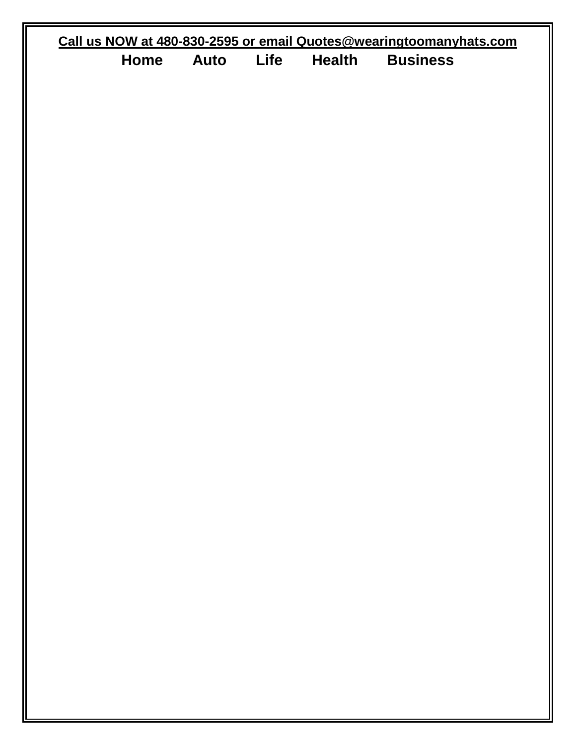**Call us NOW at 480-830-2595 or email Quotes@wearingtoomanyhats.com**

**Home Auto Life Health Business**